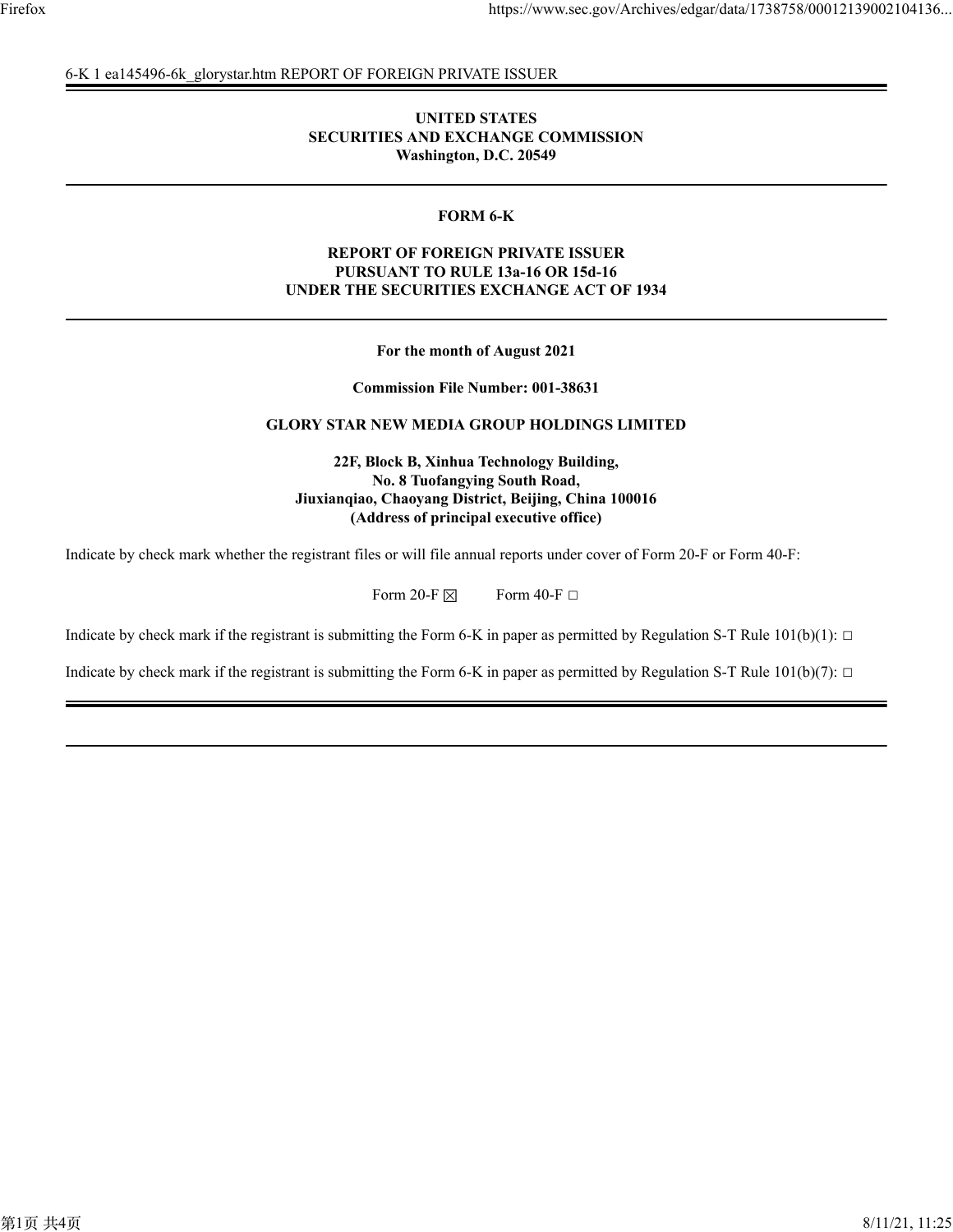6-K 1 ea145496-6k_glorystar.htm REPORT OF FOREIGN PRIVATE ISSUER

**UNITED STATES**
**SECURITIES AND EXCHANGE COMMISSION**
**Washington, D.C. 20549**

---

**FORM 6-K**

**REPORT OF FOREIGN PRIVATE ISSUER**
**PURSUANT TO RULE 13a-16 OR 15d-16**
**UNDER THE SECURITIES EXCHANGE ACT OF 1934**

---

**For the month of August 2021**

**Commission File Number: 001-38631**

**GLORY STAR NEW MEDIA GROUP HOLDINGS LIMITED**

**22F, Block B, Xinhua Technology Building,**
**No. 8 Tuofangying South Road,**
**Jiuxianqiao, Chaoyang District, Beijing, China 100016**
**(Address of principal executive office)**

Indicate by check mark whether the registrant files or will file annual reports under cover of Form 20-F or Form 40-F:

Form 20-F ☒ Form 40-F ☐

Indicate by check mark if the registrant is submitting the Form 6-K in paper as permitted by Regulation S-T Rule 101(b)(1): ☐

Indicate by check mark if the registrant is submitting the Form 6-K in paper as permitted by Regulation S-T Rule 101(b)(7): ☐

---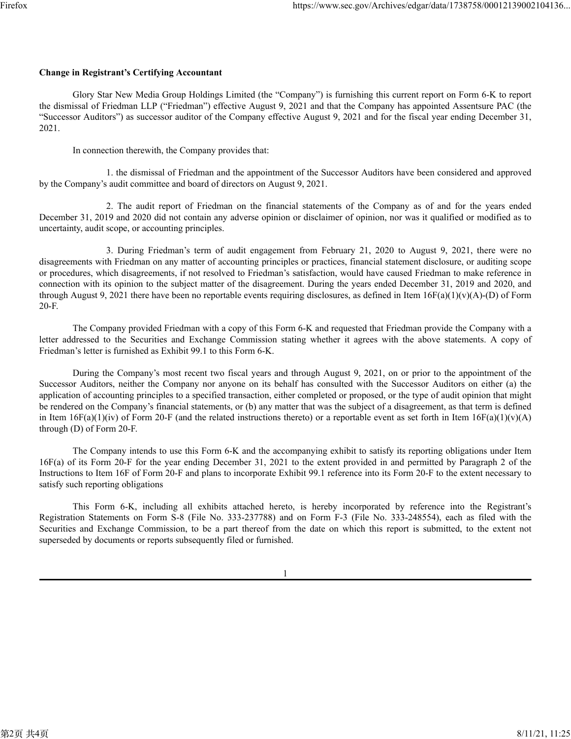**Change in Registrant's Certifying Accountant**

Glory Star New Media Group Holdings Limited (the "Company") is furnishing this current report on Form 6-K to report the dismissal of Friedman LLP ("Friedman") effective August 9, 2021 and that the Company has appointed Assentsure PAC (the "Successor Auditors") as successor auditor of the Company effective August 9, 2021 and for the fiscal year ending December 31, 2021.

In connection therewith, the Company provides that:

1. the dismissal of Friedman and the appointment of the Successor Auditors have been considered and approved by the Company's audit committee and board of directors on August 9, 2021.

2. The audit report of Friedman on the financial statements of the Company as of and for the years ended December 31, 2019 and 2020 did not contain any adverse opinion or disclaimer of opinion, nor was it qualified or modified as to uncertainty, audit scope, or accounting principles.

3. During Friedman's term of audit engagement from February 21, 2020 to August 9, 2021, there were no disagreements with Friedman on any matter of accounting principles or practices, financial statement disclosure, or auditing scope or procedures, which disagreements, if not resolved to Friedman's satisfaction, would have caused Friedman to make reference in connection with its opinion to the subject matter of the disagreement. During the years ended December 31, 2019 and 2020, and through August 9, 2021 there have been no reportable events requiring disclosures, as defined in Item 16F(a)(1)(v)(A)-(D) of Form 20-F.

The Company provided Friedman with a copy of this Form 6-K and requested that Friedman provide the Company with a letter addressed to the Securities and Exchange Commission stating whether it agrees with the above statements. A copy of Friedman's letter is furnished as Exhibit 99.1 to this Form 6-K.

During the Company's most recent two fiscal years and through August 9, 2021, on or prior to the appointment of the Successor Auditors, neither the Company nor anyone on its behalf has consulted with the Successor Auditors on either (a) the application of accounting principles to a specified transaction, either completed or proposed, or the type of audit opinion that might be rendered on the Company's financial statements, or (b) any matter that was the subject of a disagreement, as that term is defined in Item 16F(a)(1)(iv) of Form 20-F (and the related instructions thereto) or a reportable event as set forth in Item 16F(a)(1)(v)(A) through (D) of Form 20-F.

The Company intends to use this Form 6-K and the accompanying exhibit to satisfy its reporting obligations under Item 16F(a) of its Form 20-F for the year ending December 31, 2021 to the extent provided in and permitted by Paragraph 2 of the Instructions to Item 16F of Form 20-F and plans to incorporate Exhibit 99.1 reference into its Form 20-F to the extent necessary to satisfy such reporting obligations

This Form 6-K, including all exhibits attached hereto, is hereby incorporated by reference into the Registrant's Registration Statements on Form S-8 (File No. 333-237788) and on Form F-3 (File No. 333-248554), each as filed with the Securities and Exchange Commission, to be a part thereof from the date on which this report is submitted, to the extent not superseded by documents or reports subsequently filed or furnished.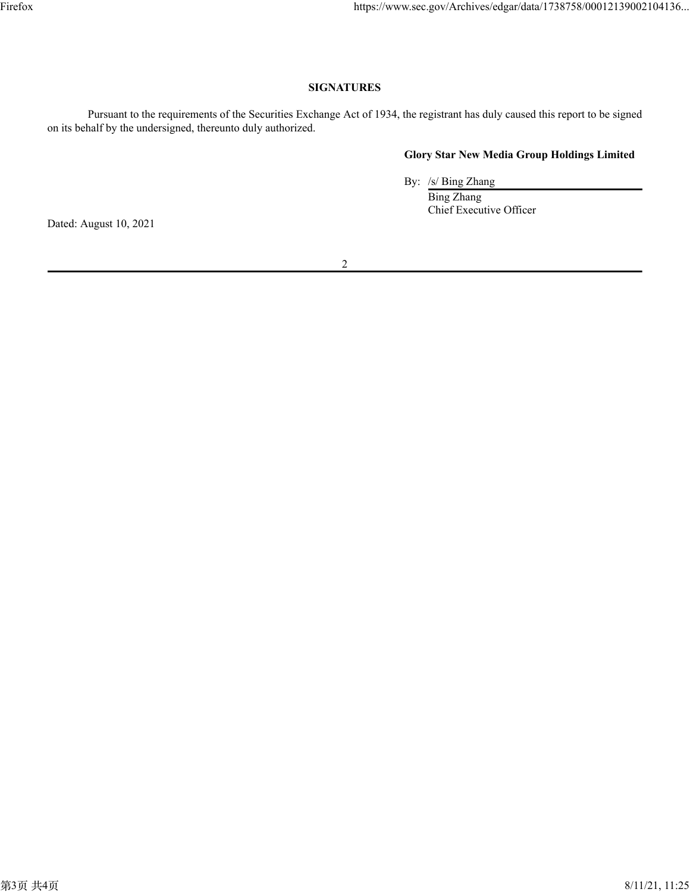## SIGNATURES

Pursuant to the requirements of the Securities Exchange Act of 1934, the registrant has duly caused this report to be signed on its behalf by the undersigned, thereunto duly authorized.

**Glory Star New Media Group Holdings Limited**

By: /s/ Bing Zhang
Bing Zhang
Chief Executive Officer

Dated: August 10, 2021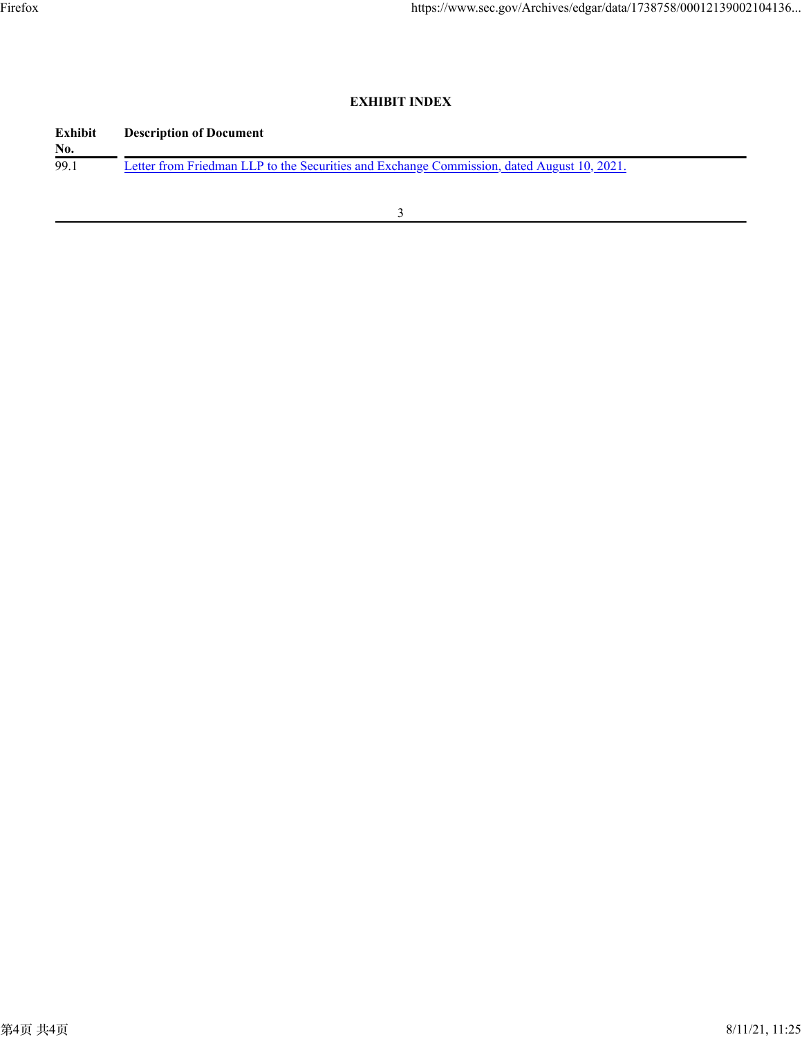## EXHIBIT INDEX

| Exhibit No. | Description of Document |
| --- | --- |
| 99.1 | Letter from Friedman LLP to the Securities and Exchange Commission, dated August 10, 2021. |